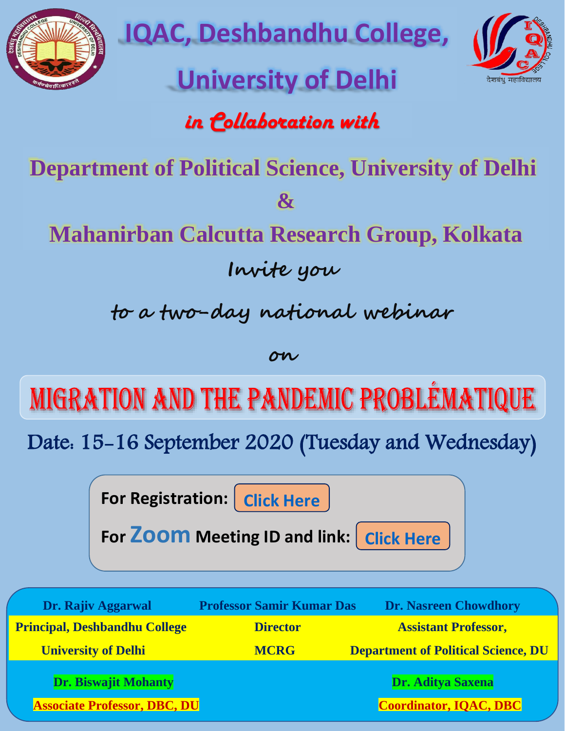# IQAC, Deshbandhu College, University of Delhi

*in Collaboration with*

## Department of Political Science, University of Delhi

## &

## Mahanirban Calcutta Research Group, Kolkata

Invite you

to a two-day national webinar

on

# MIGRATION AND THE PANDEMIC PROBLÉMATIQUE

Date: 15-16 September 2020 (Tuesday and Wednesday)

**For Registration:** Click Here

**For Zoom Meeting ID and link:** Click Here

| Dr. Rajiv Aggarwal | Professor Samir Kumar Das | Dr. Nasreen Chowdhory |
|---|---|---|
| Principal, Deshbandhu College | Director | Assistant Professor, |
| University of Delhi | MCRG | Department of Political Science, DU |

| Dr. Biswajit Mohanty | Dr. Aditya Saxena |
|---|---|
| Associate Professor, DBC, DU | Coordinator, IQAC, DBC |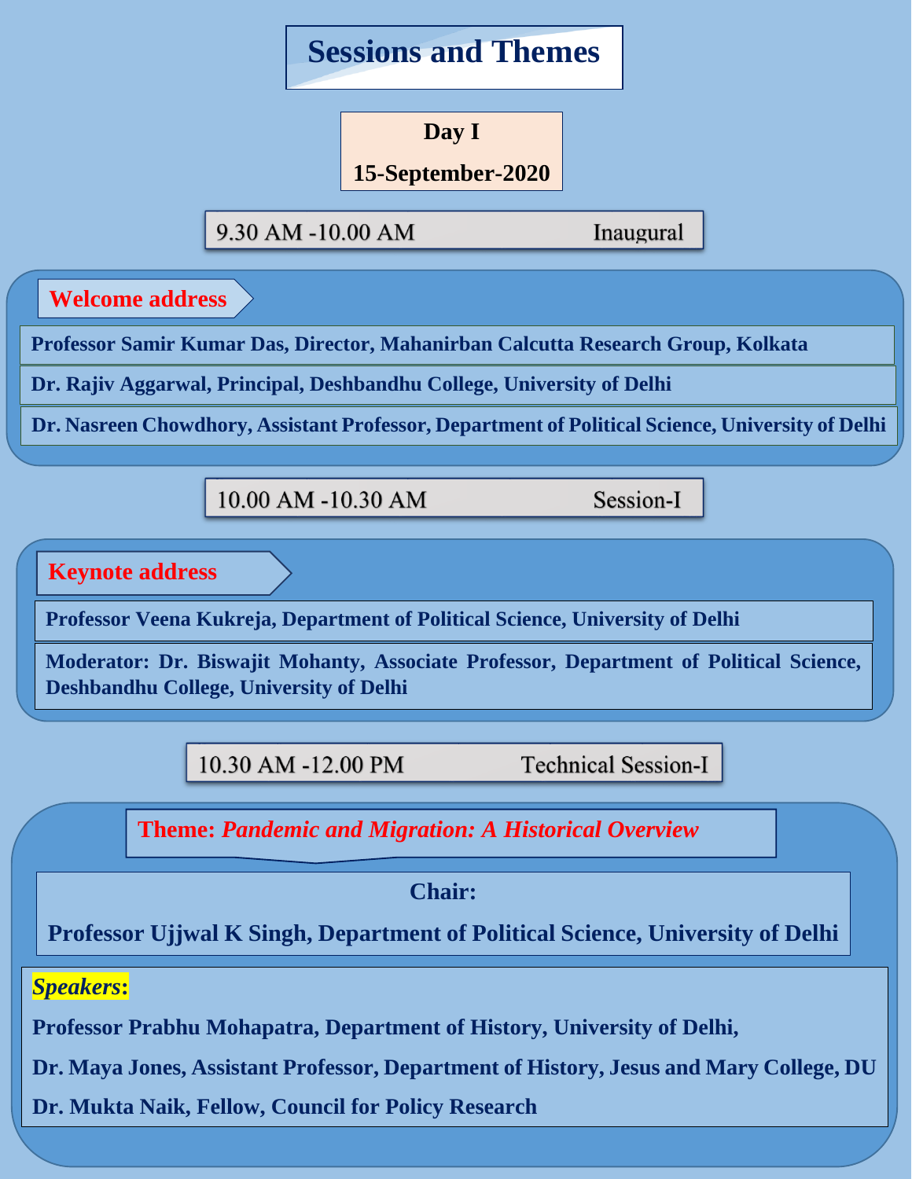# Sessions and Themes

## Day I

**15-September-2020**

9.30 AM -10.00 AM Inaugural

### Welcome address

**Professor Samir Kumar Das, Director, Mahanirban Calcutta Research Group, Kolkata**

**Dr. Rajiv Aggarwal, Principal, Deshbandhu College, University of Delhi**

**Dr. Nasreen Chowdhory, Assistant Professor, Department of Political Science, University of Delhi**

10.00 AM -10.30 AM Session-I

### Keynote address

**Professor Veena Kukreja, Department of Political Science, University of Delhi**

**Moderator: Dr. Biswajit Mohanty, Associate Professor, Department of Political Science, Deshbandhu College, University of Delhi**

10.30 AM -12.00 PM Technical Session-I

**Theme:** ***Pandemic and Migration: A Historical Overview***

**Chair:**

**Professor Ujjwal K Singh, Department of Political Science, University of Delhi**

***Speakers:***

**Professor Prabhu Mohapatra, Department of History, University of Delhi,**

**Dr. Maya Jones, Assistant Professor, Department of History, Jesus and Mary College, DU**

**Dr. Mukta Naik, Fellow, Council for Policy Research**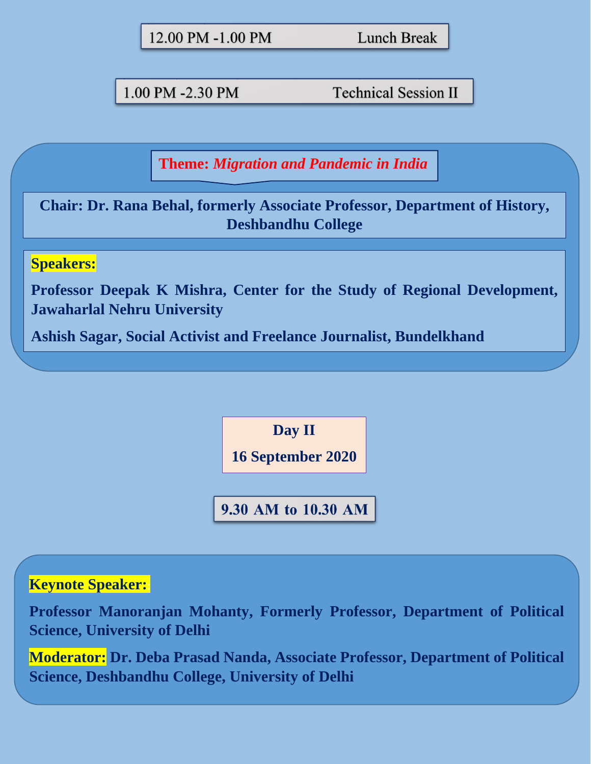12.00 PM -1.00 PM Lunch Break

1.00 PM -2.30 PM Technical Session II

**Theme:** ***Migration and Pandemic in India***

**Chair: Dr. Rana Behal, formerly Associate Professor, Department of History, Deshbandhu College**

**Speakers:**

**Professor Deepak K Mishra, Center for the Study of Regional Development, Jawaharlal Nehru University**

**Ashish Sagar, Social Activist and Freelance Journalist, Bundelkhand**

## Day II

## 16 September 2020

**9.30 AM to 10.30 AM**

**Keynote Speaker:**

**Professor Manoranjan Mohanty, Formerly Professor, Department of Political Science, University of Delhi**

**Moderator: Dr. Deba Prasad Nanda, Associate Professor, Department of Political Science, Deshbandhu College, University of Delhi**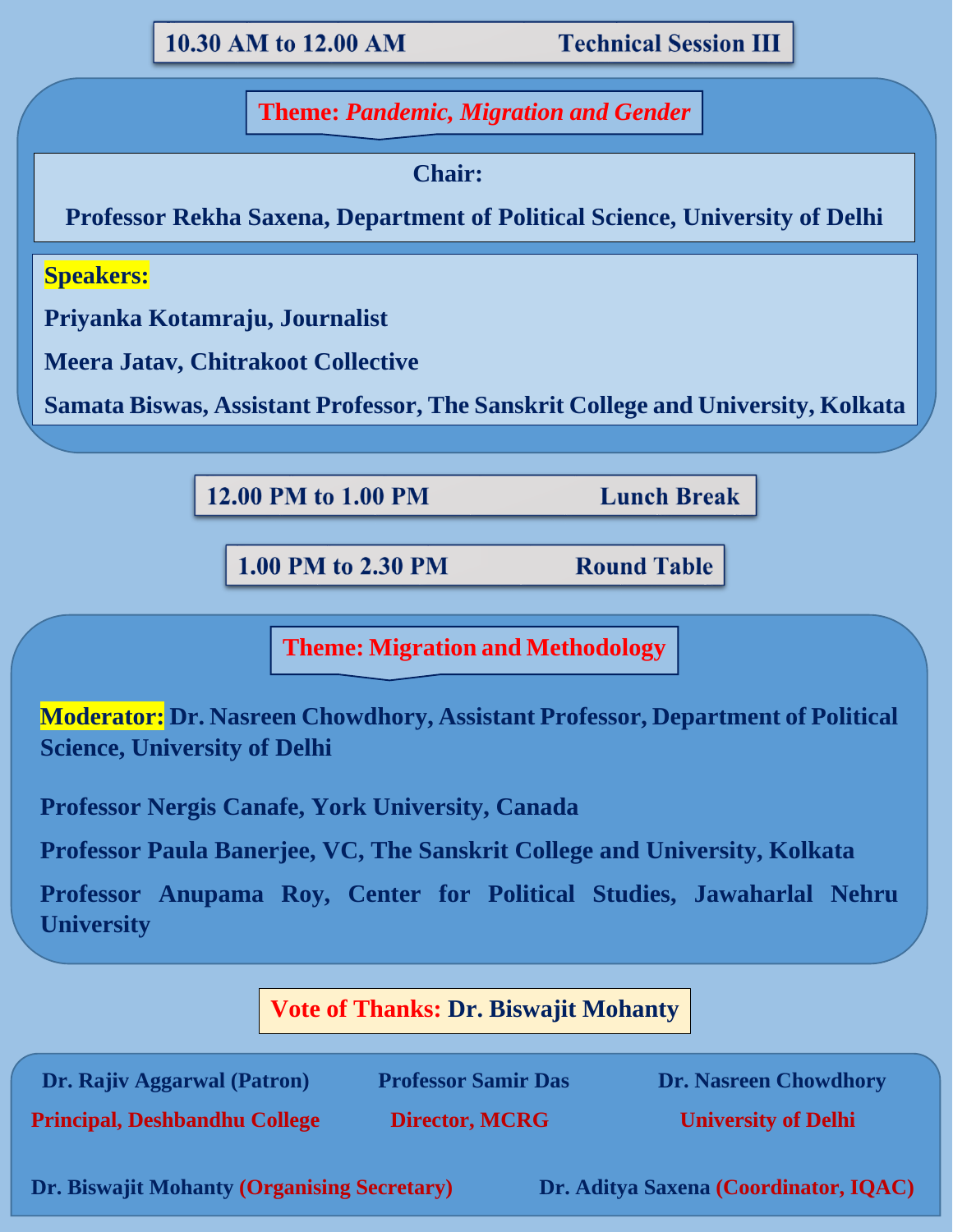**10.30 AM to 12.00 AM** **Technical Session III**

**Theme:** ***Pandemic, Migration and Gender***

**Chair:**

**Professor Rekha Saxena, Department of Political Science, University of Delhi**

**Speakers:**

**Priyanka Kotamraju, Journalist**

**Meera Jatav, Chitrakoot Collective**

**Samata Biswas, Assistant Professor, The Sanskrit College and University, Kolkata**

**12.00 PM to 1.00 PM** **Lunch Break**

**1.00 PM to 2.30 PM** **Round Table**

**Theme: Migration and Methodology**

**Moderator:** **Dr. Nasreen Chowdhory, Assistant Professor, Department of Political Science, University of Delhi**

**Professor Nergis Canafe, York University, Canada**

**Professor Paula Banerjee, VC, The Sanskrit College and University, Kolkata**

**Professor Anupama Roy, Center for Political Studies, Jawaharlal Nehru University**

**Vote of Thanks:** **Dr. Biswajit Mohanty**

**Dr. Rajiv Aggarwal (Patron)**
**Principal, Deshbandhu College**

**Professor Samir Das**
**Director, MCRG**

**Dr. Nasreen Chowdhory**
**University of Delhi**

**Dr. Biswajit Mohanty (Organising Secretary)**

**Dr. Aditya Saxena (Coordinator, IQAC)**